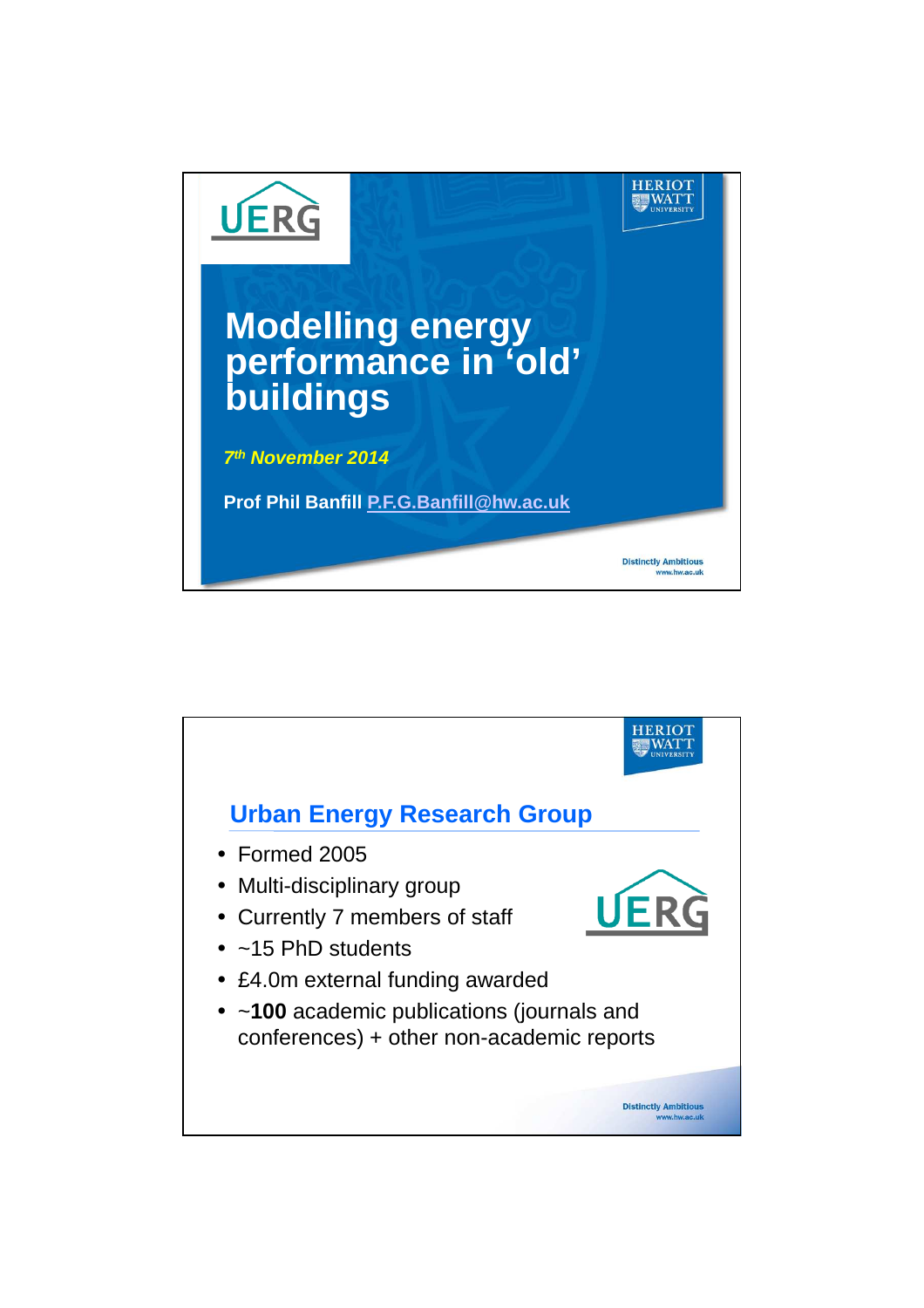UERG

# Modelling energy performance in 'old' buildings

*7th November 2014*

**Prof Phil Banfill** P.F.G.Banfill@hw.ac.uk

---

## Urban Energy Research Group

- Formed 2005
- Multi-disciplinary group
- Currently 7 members of staff
- ~15 PhD students
- £4.0m external funding awarded
- ~**100** academic publications (journals and conferences) + other non-academic reports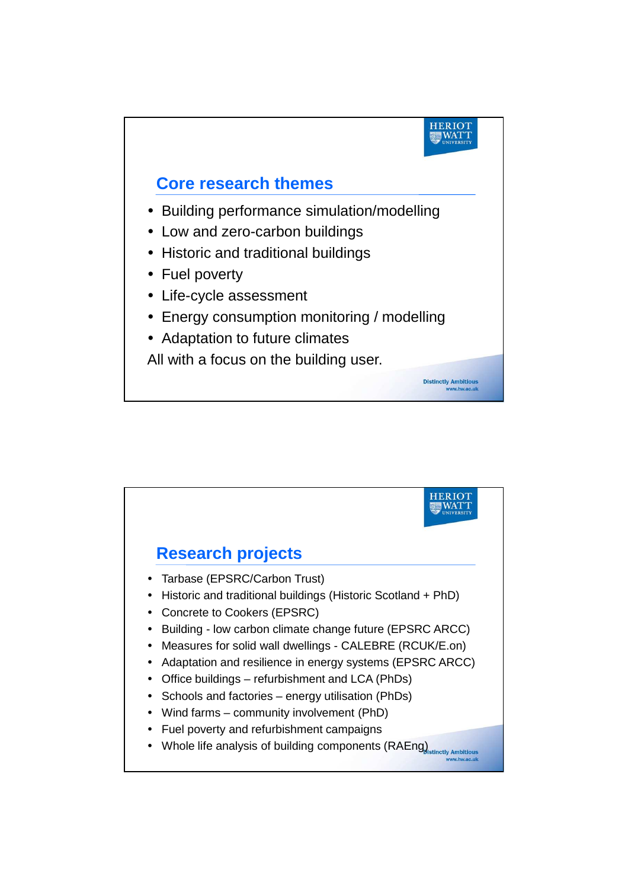## Core research themes

- Building performance simulation/modelling
- Low and zero-carbon buildings
- Historic and traditional buildings
- Fuel poverty
- Life-cycle assessment
- Energy consumption monitoring / modelling
- Adaptation to future climates

All with a focus on the building user.

## Research projects

- Tarbase (EPSRC/Carbon Trust)
- Historic and traditional buildings (Historic Scotland + PhD)
- Concrete to Cookers (EPSRC)
- Building - low carbon climate change future (EPSRC ARCC)
- Measures for solid wall dwellings - CALEBRE (RCUK/E.on)
- Adaptation and resilience in energy systems (EPSRC ARCC)
- Office buildings – refurbishment and LCA (PhDs)
- Schools and factories – energy utilisation (PhDs)
- Wind farms – community involvement (PhD)
- Fuel poverty and refurbishment campaigns
- Whole life analysis of building components (RAEng)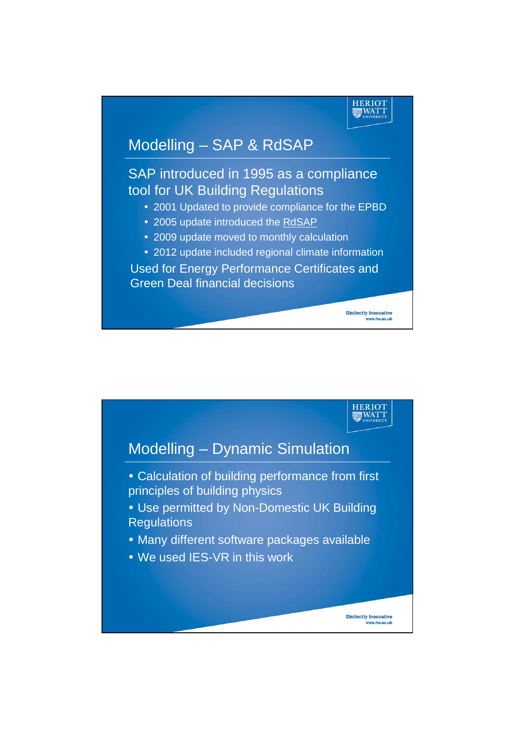## Modelling – SAP & RdSAP

SAP introduced in 1995 as a compliance tool for UK Building Regulations

- 2001 Updated to provide compliance for the EPBD
- 2005 update introduced the RdSAP
- 2009 update moved to monthly calculation
- 2012 update included regional climate information

Used for Energy Performance Certificates and Green Deal financial decisions

## Modelling – Dynamic Simulation

- Calculation of building performance from first principles of building physics
- Use permitted by Non-Domestic UK Building Regulations
- Many different software packages available
- We used IES-VR in this work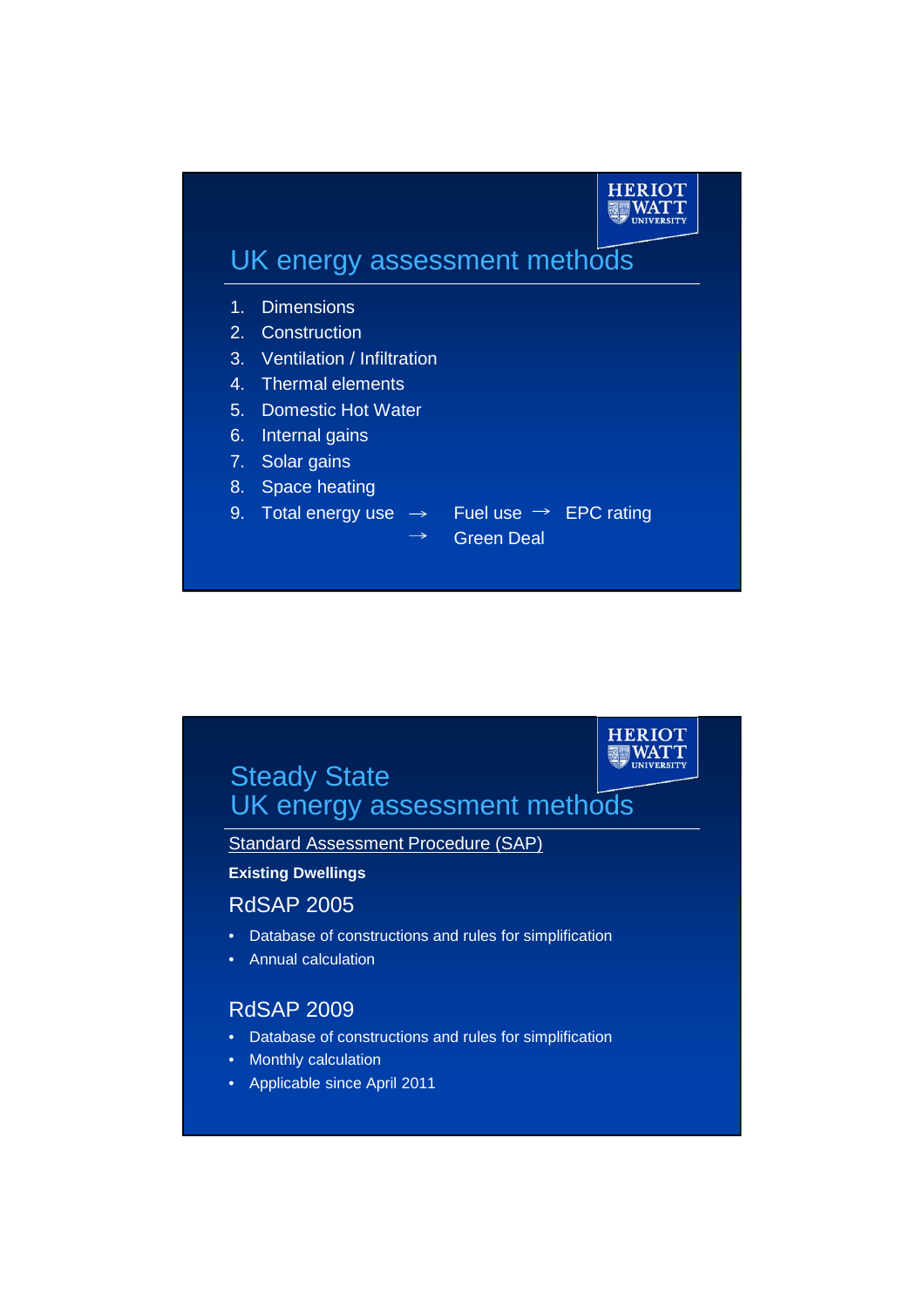## UK energy assessment methods

1. Dimensions
2. Construction
3. Ventilation / Infiltration
4. Thermal elements
5. Domestic Hot Water
6. Internal gains
7. Solar gains
8. Space heating
9. Total energy use → Fuel use → EPC rating
   → Green Deal

## Steady State UK energy assessment methods

Standard Assessment Procedure (SAP)

**Existing Dwellings**

### RdSAP 2005

- Database of constructions and rules for simplification
- Annual calculation

### RdSAP 2009

- Database of constructions and rules for simplification
- Monthly calculation
- Applicable since April 2011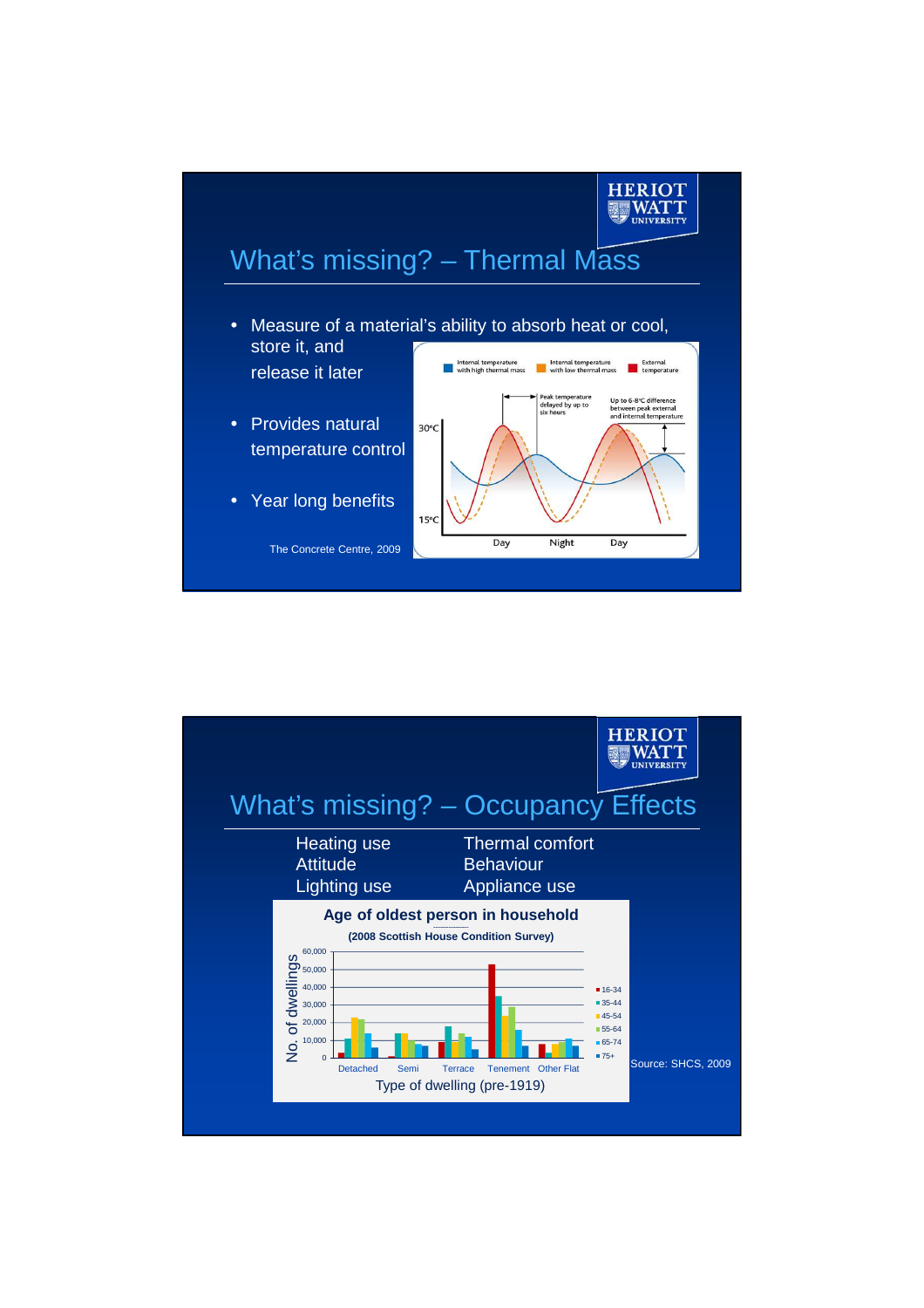## What's missing? – Thermal Mass

- Measure of a material's ability to absorb heat or cool, store it, and release it later
- Provides natural temperature control
- Year long benefits

The Concrete Centre, 2009

## What's missing? – Occupancy Effects

| | |
|---|---|
| Heating use | Thermal comfort |
| Attitude | Behaviour |
| Lighting use | Appliance use |

Age of oldest person in household

(2008 Scottish House Condition Survey)

Source: SHCS, 2009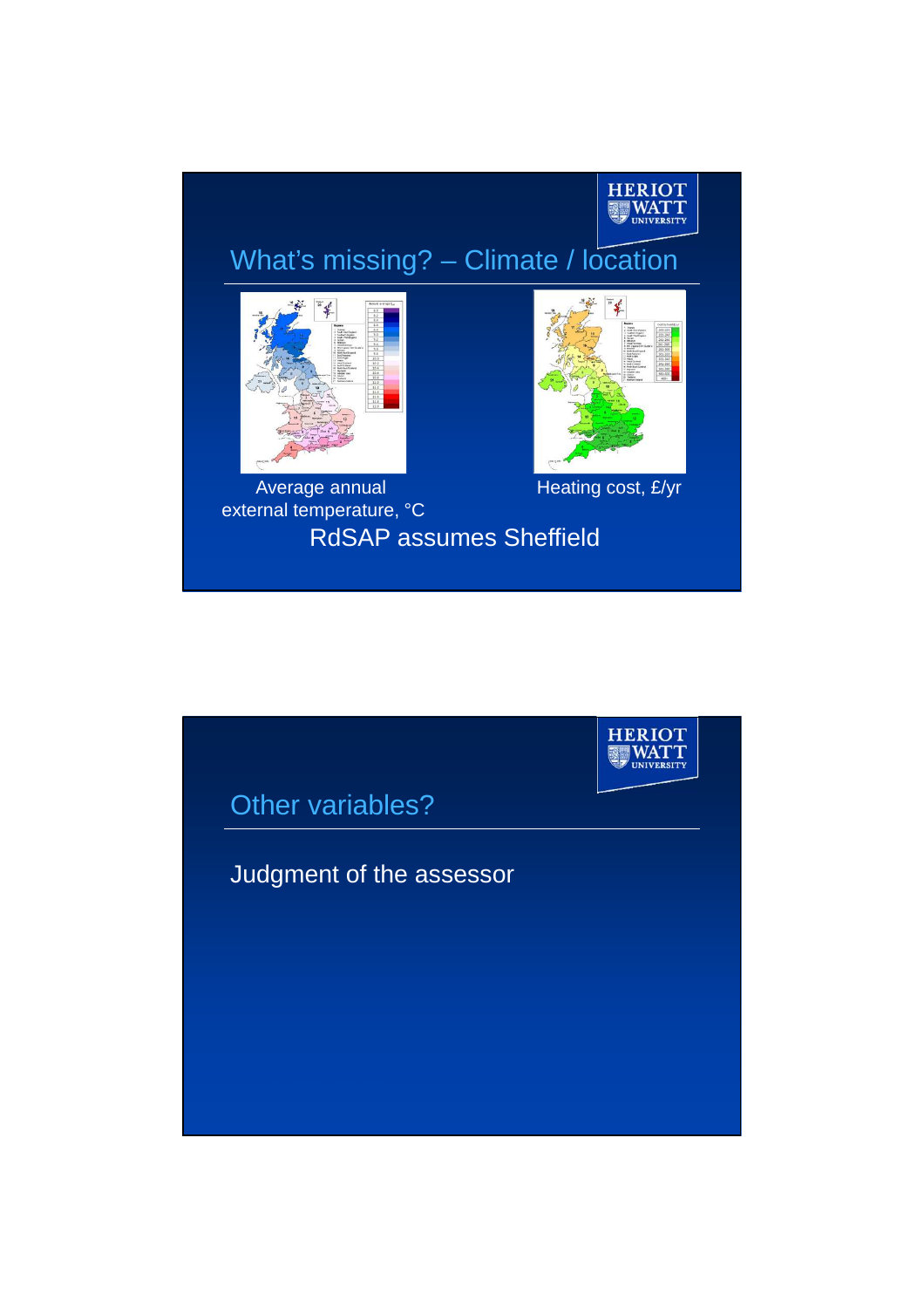## What's missing? – Climate / location

Average annual external temperature, °C

Heating cost, £/yr

RdSAP assumes Sheffield

## Other variables?

Judgment of the assessor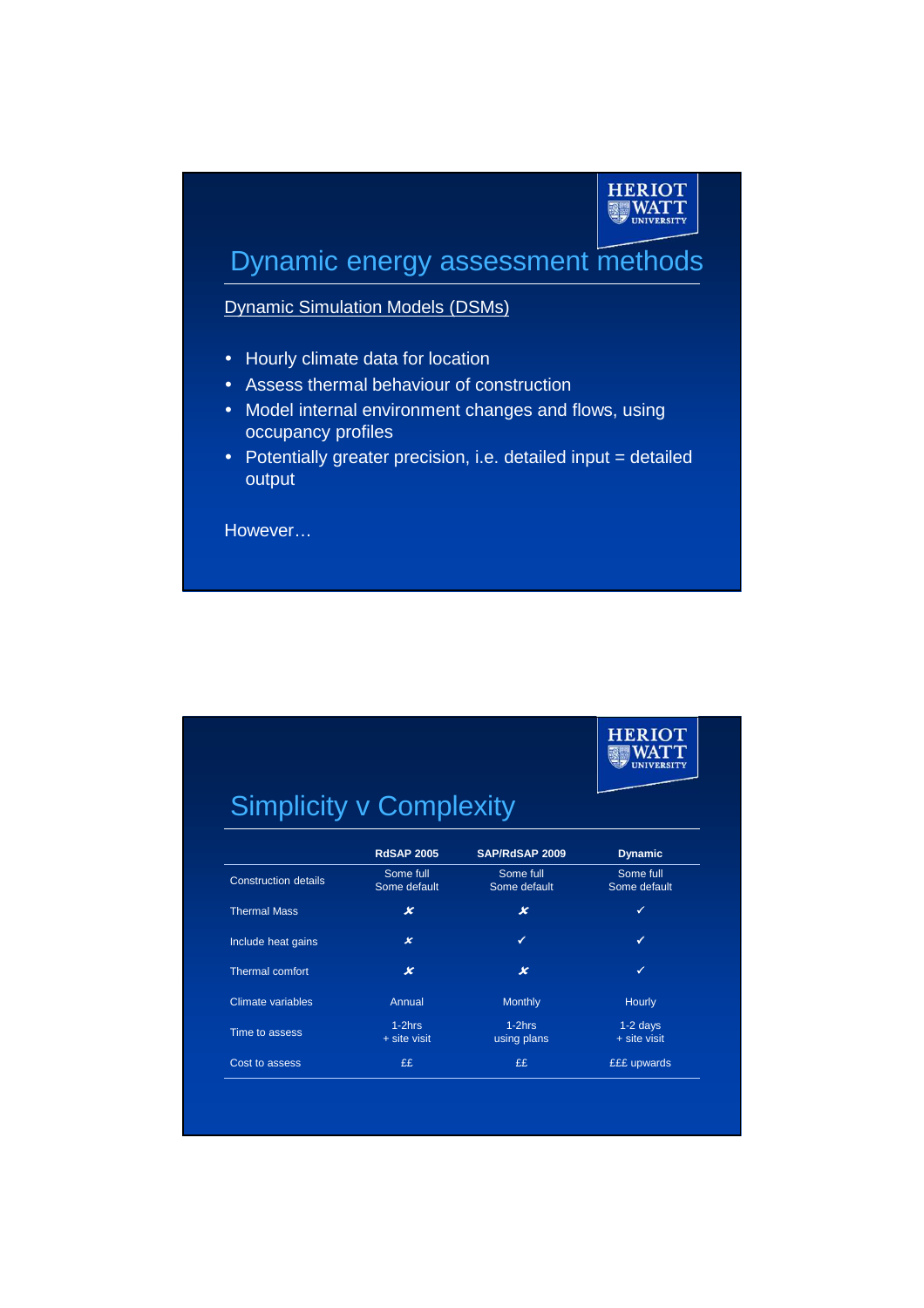## Dynamic energy assessment methods

Dynamic Simulation Models (DSMs)

- Hourly climate data for location
- Assess thermal behaviour of construction
- Model internal environment changes and flows, using occupancy profiles
- Potentially greater precision, i.e. detailed input = detailed output

However…

## Simplicity v Complexity

| | RdSAP 2005 | SAP/RdSAP 2009 | Dynamic |
|---|---|---|---|
| Construction details | Some full<br>Some default | Some full<br>Some default | Some full<br>Some default |
| Thermal Mass | ✘ | ✘ | ✓ |
| Include heat gains | ✘ | ✓ | ✓ |
| Thermal comfort | ✘ | ✘ | ✓ |
| Climate variables | Annual | Monthly | Hourly |
| Time to assess | 1-2hrs<br>+ site visit | 1-2hrs<br>using plans | 1-2 days<br>+ site visit |
| Cost to assess | ££ | ££ | £££ upwards |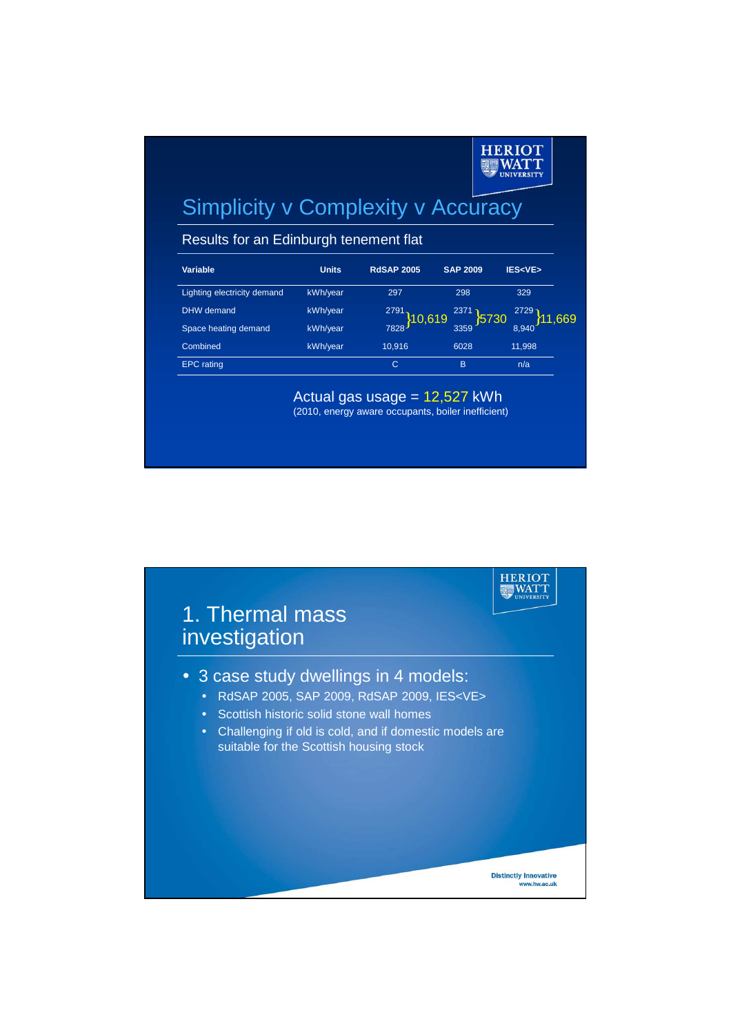## Simplicity v Complexity v Accuracy

Results for an Edinburgh tenement flat

| Variable | Units | RdSAP 2005 | SAP 2009 | IES<VE> |
|---|---|---|---|---|
| Lighting electricity demand | kWh/year | 297 | 298 | 329 |
| DHW demand | kWh/year | 2791 | 2371 | 2729 |
| Space heating demand | kWh/year | 7828 | 3359 | 8,940 |
| (DHW + Space heating) | | }10,619 | }5730 | }11,669 |
| Combined | kWh/year | 10,916 | 6028 | 11,998 |
| EPC rating | | C | B | n/a |

Actual gas usage = 12,527 kWh
(2010, energy aware occupants, boiler inefficient)

## 1. Thermal mass investigation

- 3 case study dwellings in 4 models:
  - RdSAP 2005, SAP 2009, RdSAP 2009, IES<VE>
  - Scottish historic solid stone wall homes
  - Challenging if old is cold, and if domestic models are suitable for the Scottish housing stock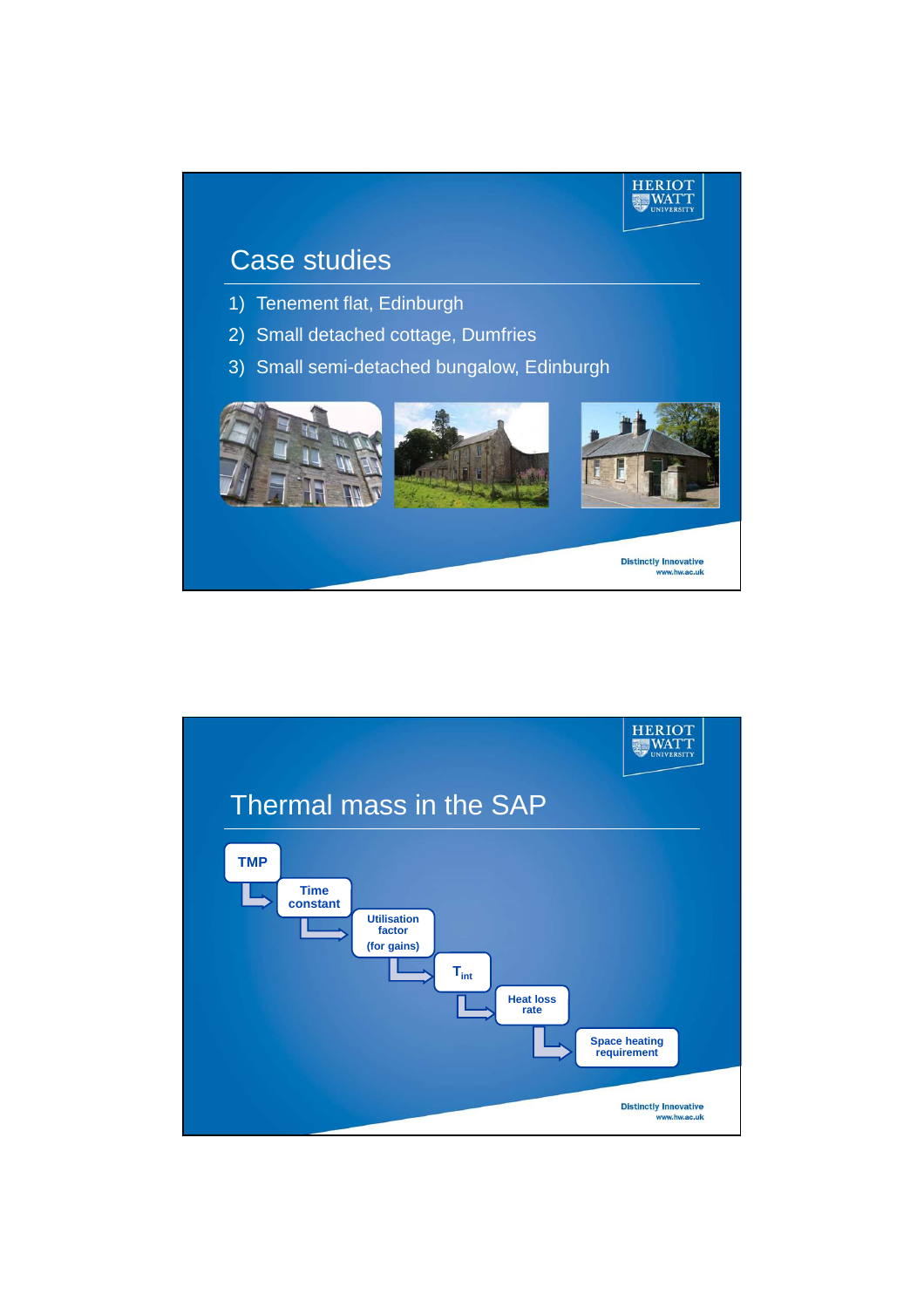## Case studies

1) Tenement flat, Edinburgh
2) Small detached cottage, Dumfries
3) Small semi-detached bungalow, Edinburgh

## Thermal mass in the SAP

**TMP** → **Time constant** → **Utilisation factor (for gains)** → **$T_{int}$** → **Heat loss rate** → **Space heating requirement**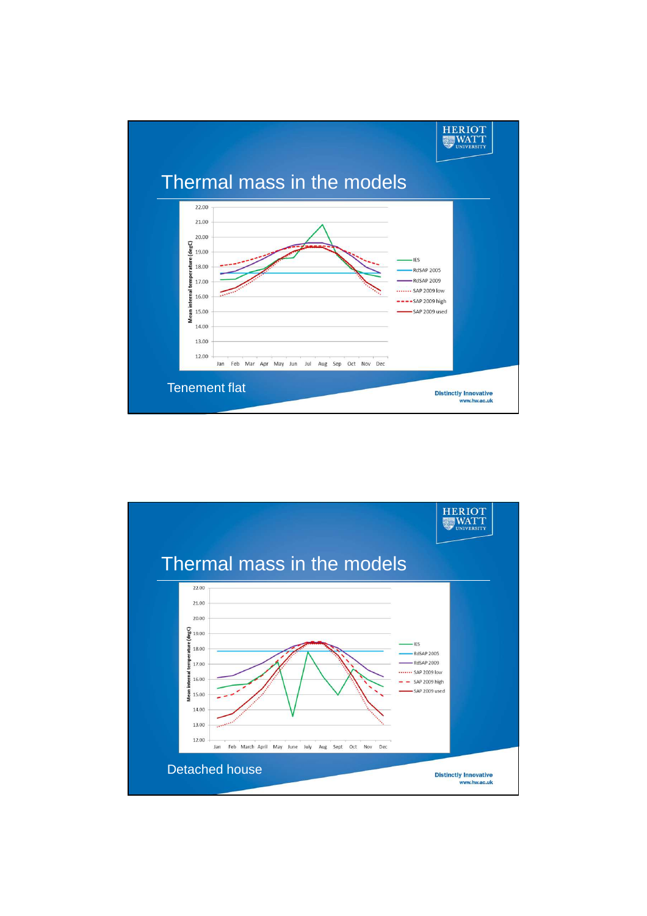# Thermal mass in the models

Tenement flat

# Thermal mass in the models

Detached house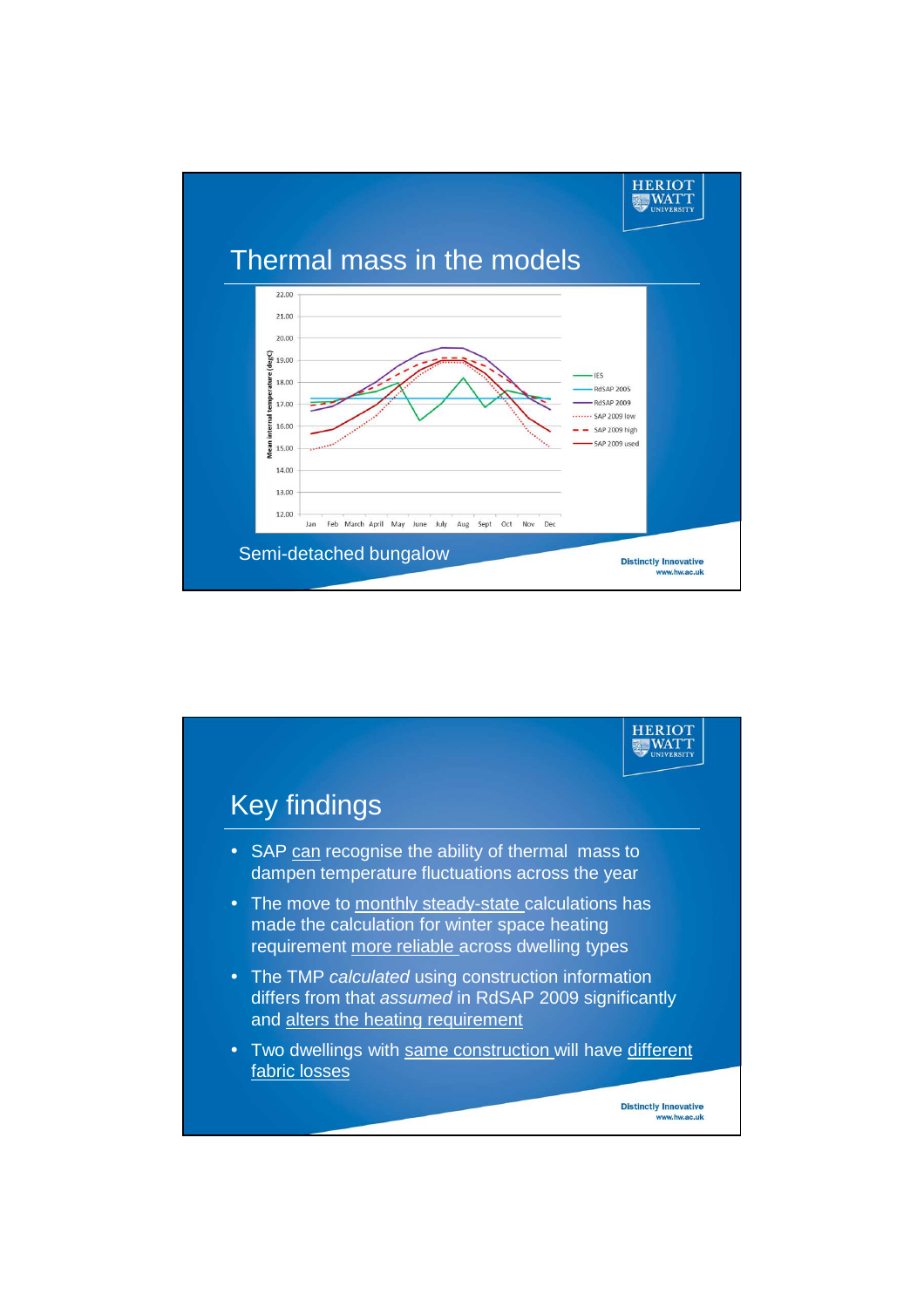## Thermal mass in the models

Semi-detached bungalow

## Key findings

- SAP <u>can</u> recognise the ability of thermal mass to dampen temperature fluctuations across the year
- The move to <u>monthly steady-state</u> calculations has made the calculation for winter space heating requirement <u>more reliable</u> across dwelling types
- The TMP *calculated* using construction information differs from that *assumed* in RdSAP 2009 significantly and <u>alters the heating requirement</u>
- Two dwellings with <u>same construction</u> will have <u>different fabric losses</u>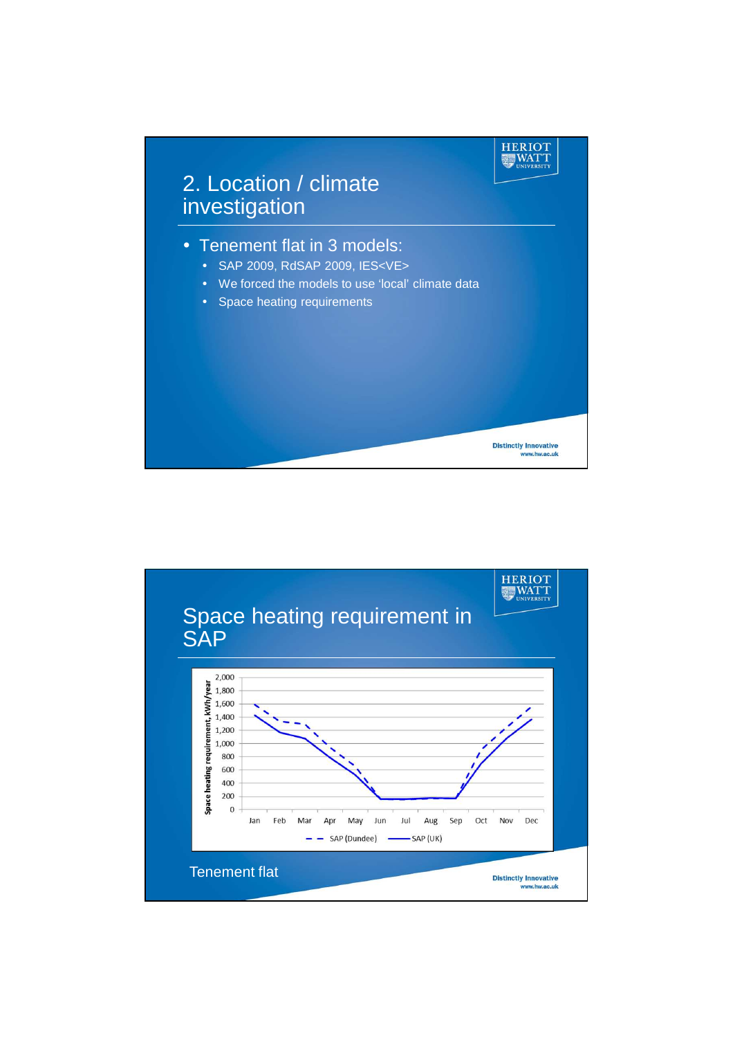## 2. Location / climate investigation

- Tenement flat in 3 models:
  - SAP 2009, RdSAP 2009, IES<VE>
  - We forced the models to use ‘local’ climate data
  - Space heating requirements

## Space heating requirement in SAP

Space heating requirement, kWh/year

| Month | SAP (Dundee) | SAP (UK) |
|---|---|---|
| Jan | ~1,600 | ~1,430 |
| Feb | ~1,330 | ~1,170 |
| Mar | ~1,290 | ~1,080 |
| Apr | ~950 | ~780 |
| May | ~700 | ~530 |
| Jun | ~160 | ~160 |
| Jul | ~160 | ~160 |
| Aug | ~170 | ~180 |
| Sep | ~180 | ~170 |
| Oct | ~870 | ~700 |
| Nov | ~1,200 | ~1,070 |
| Dec | ~1,560 | ~1,370 |

Tenement flat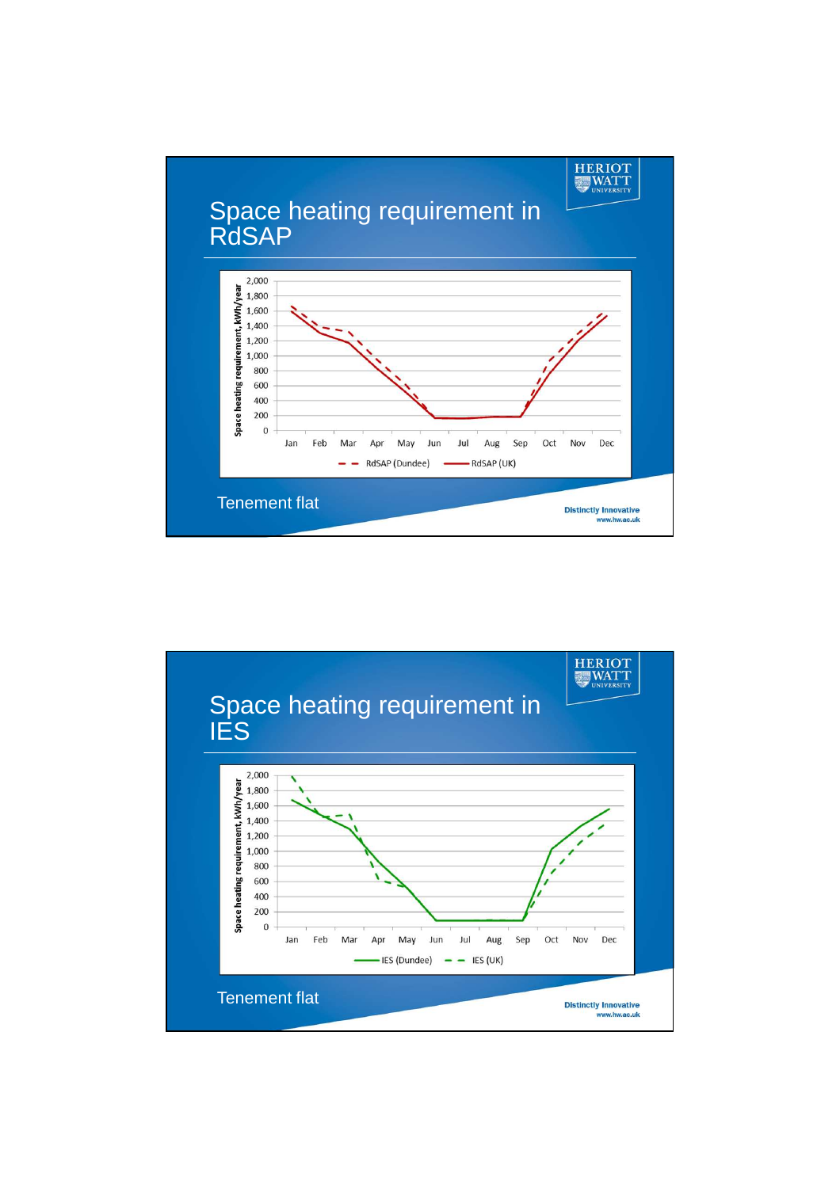## Space heating requirement in RdSAP

Space heating requirement, kWh/year

2,000
1,800
1,600
1,400
1,200
1,000
800
600
400
200
0

Jan Feb Mar Apr May Jun Jul Aug Sep Oct Nov Dec

RdSAP (Dundee) RdSAP (UK)

Tenement flat

Distinctly Innovative
www.hw.ac.uk

## Space heating requirement in IES

Space heating requirement, kWh/year

2,000
1,800
1,600
1,400
1,200
1,000
800
600
400
200
0

Jan Feb Mar Apr May Jun Jul Aug Sep Oct Nov Dec

IES (Dundee) IES (UK)

Tenement flat

Distinctly Innovative
www.hw.ac.uk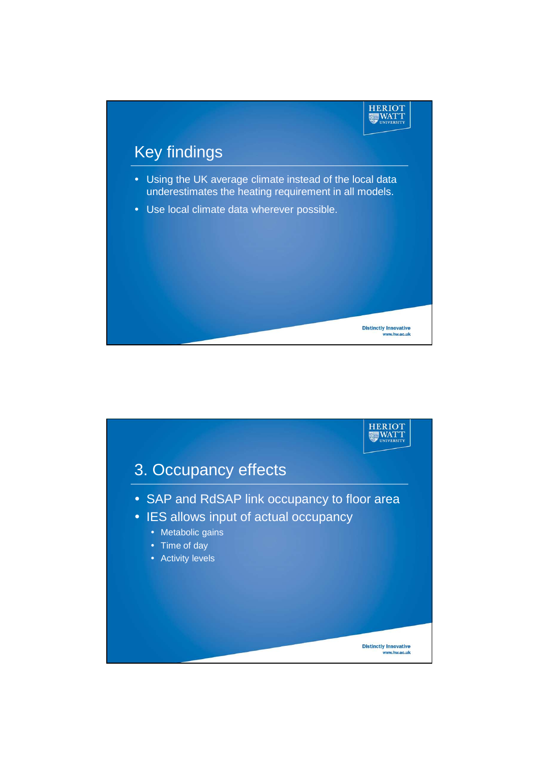## Key findings

- Using the UK average climate instead of the local data underestimates the heating requirement in all models.
- Use local climate data wherever possible.

## 3. Occupancy effects

- SAP and RdSAP link occupancy to floor area
- IES allows input of actual occupancy
  - Metabolic gains
  - Time of day
  - Activity levels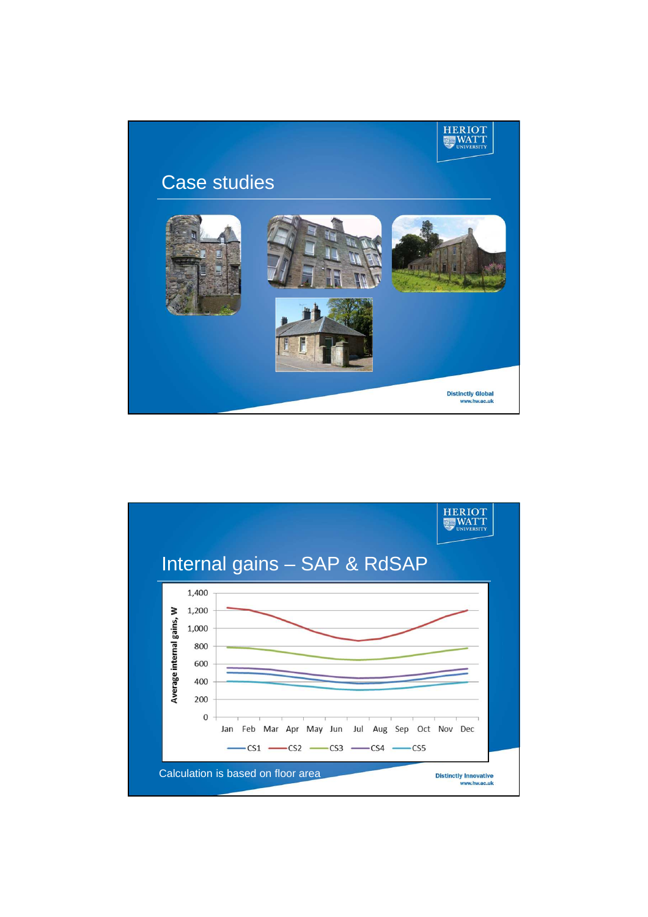## Case studies

## Internal gains – SAP & RdSAP

Average internal gains, W

| | Jan | Feb | Mar | Apr | May | Jun | Jul | Aug | Sep | Oct | Nov | Dec |
|---|---|---|---|---|---|---|---|---|---|---|---|---|

CS1 CS2 CS3 CS4 CS5

Calculation is based on floor area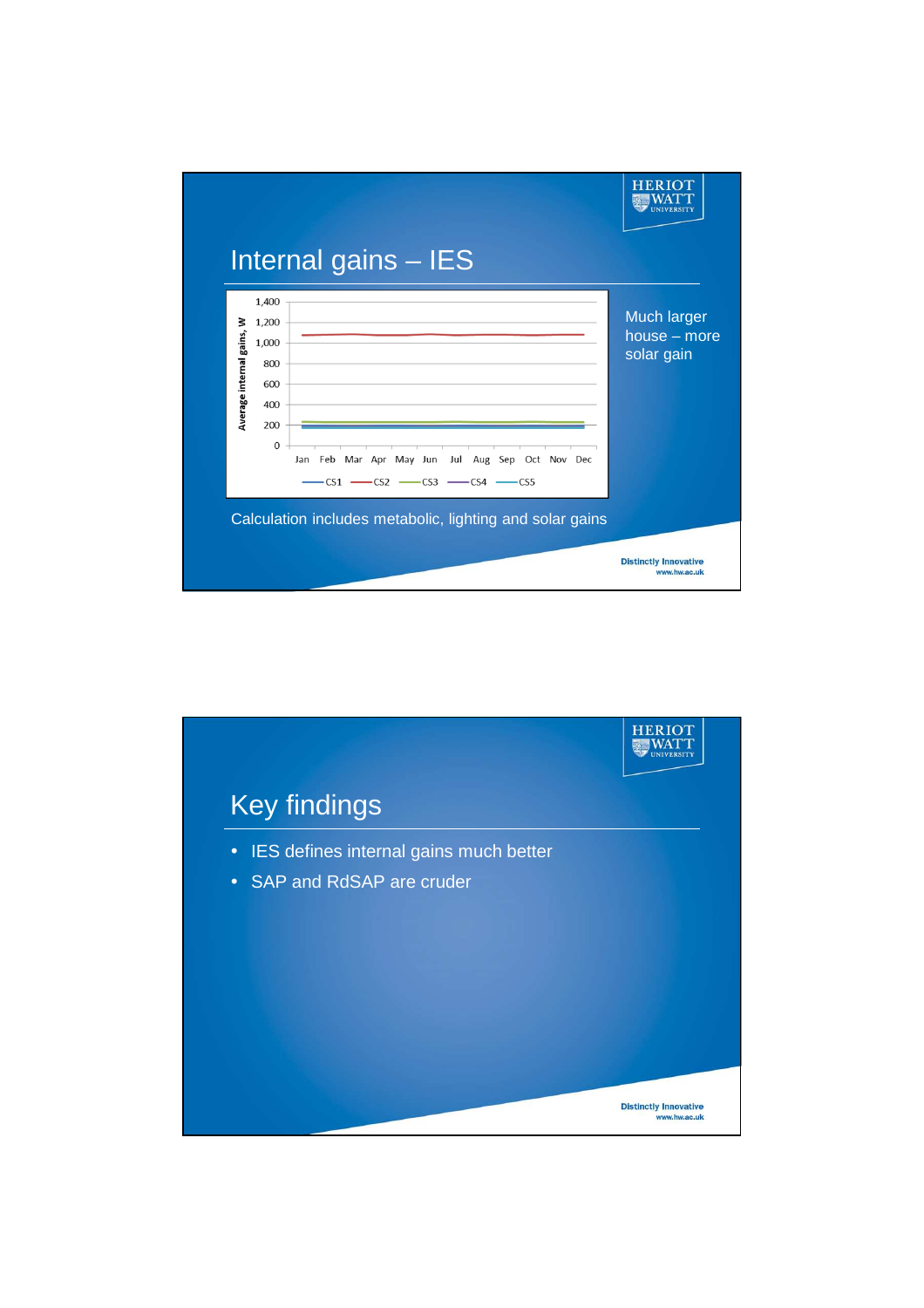## Internal gains – IES

Much larger house – more solar gain

Calculation includes metabolic, lighting and solar gains

## Key findings

- IES defines internal gains much better
- SAP and RdSAP are cruder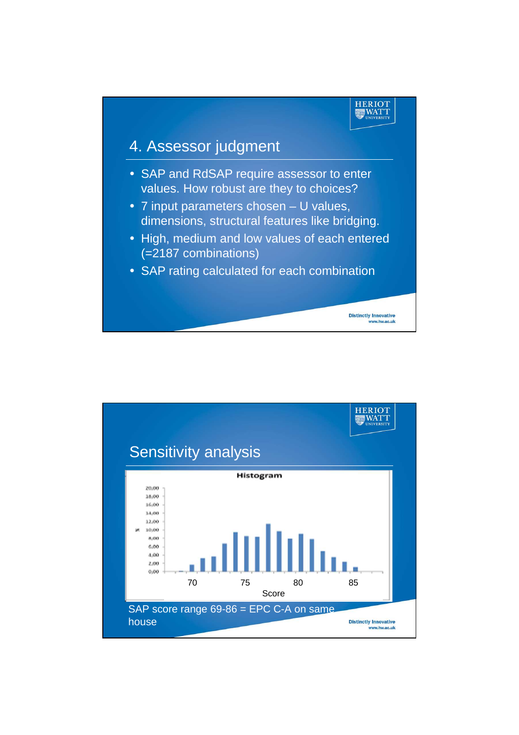## 4. Assessor judgment

- SAP and RdSAP require assessor to enter values. How robust are they to choices?
- 7 input parameters chosen – U values, dimensions, structural features like bridging.
- High, medium and low values of each entered (=2187 combinations)
- SAP rating calculated for each combination

## Sensitivity analysis

**Histogram**

Y-axis: % (0,00 – 20,00)

X-axis: Score (70, 75, 80, 85)

SAP score range 69-86 = EPC C-A on same house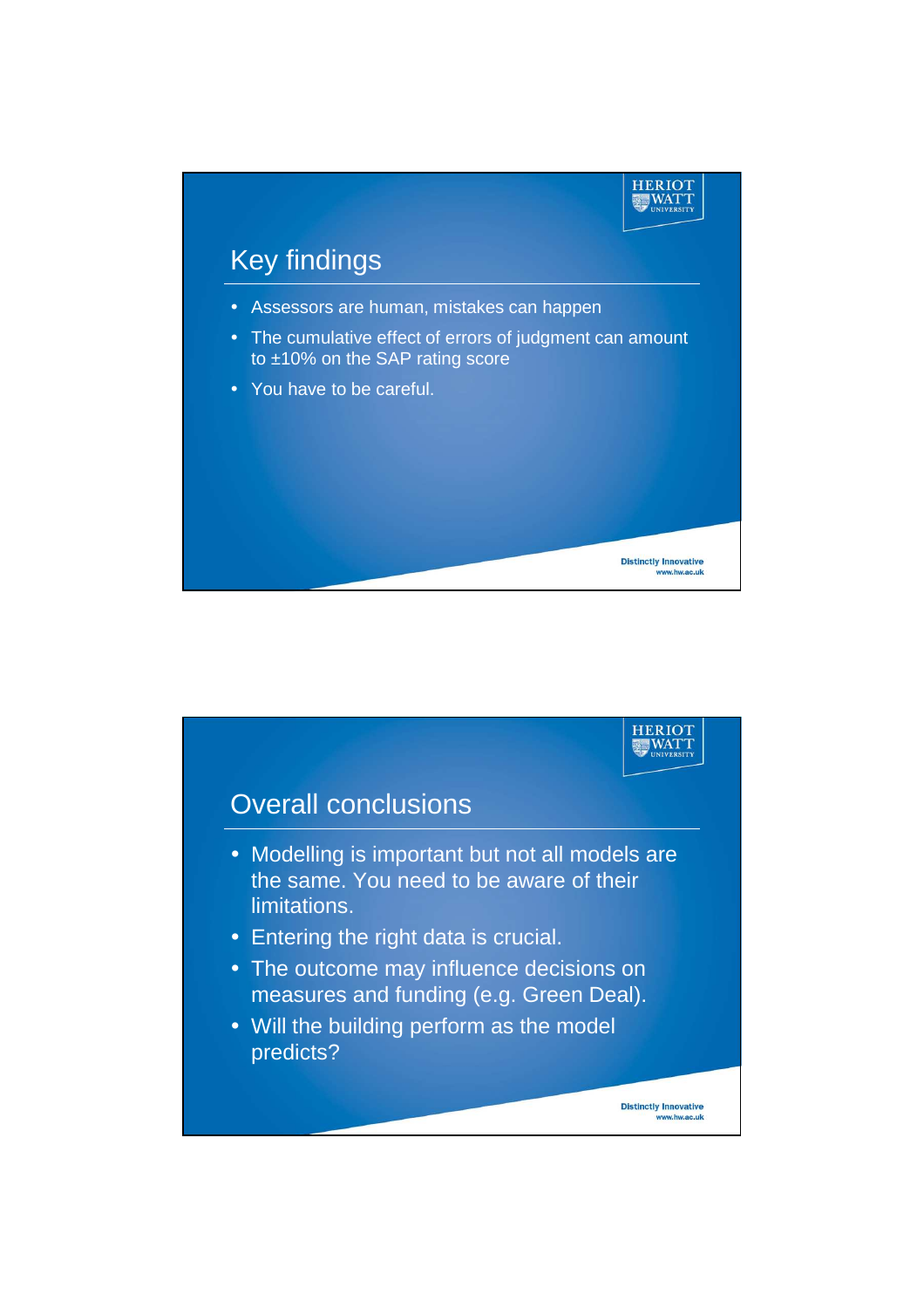## Key findings

- Assessors are human, mistakes can happen
- The cumulative effect of errors of judgment can amount to ±10% on the SAP rating score
- You have to be careful.

## Overall conclusions

- Modelling is important but not all models are the same. You need to be aware of their limitations.
- Entering the right data is crucial.
- The outcome may influence decisions on measures and funding (e.g. Green Deal).
- Will the building perform as the model predicts?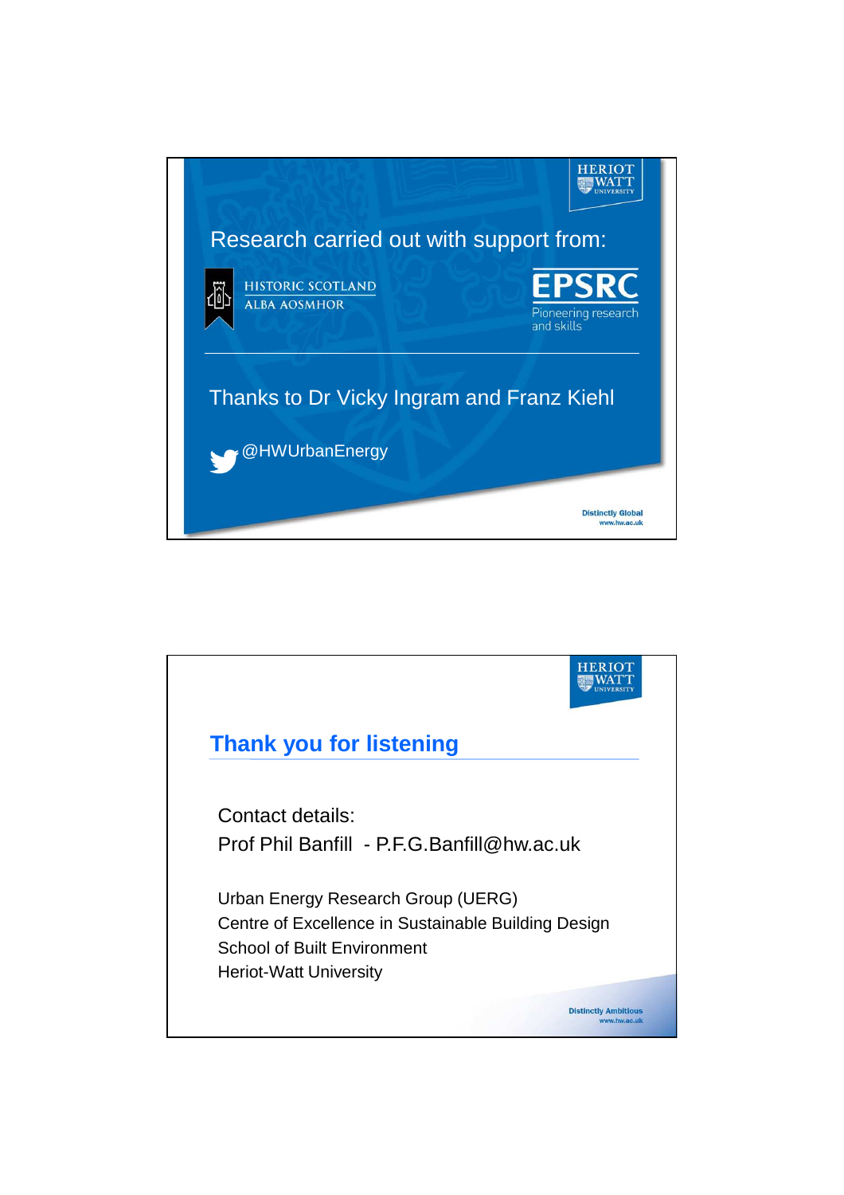Research carried out with support from:

HISTORIC SCOTLAND
ALBA AOSMHOR

EPSRC
Pioneering research and skills

Thanks to Dr Vicky Ingram and Franz Kiehl

@HWUrbanEnergy

## Thank you for listening

Contact details:
Prof Phil Banfill - P.F.G.Banfill@hw.ac.uk

Urban Energy Research Group (UERG)
Centre of Excellence in Sustainable Building Design
School of Built Environment
Heriot-Watt University